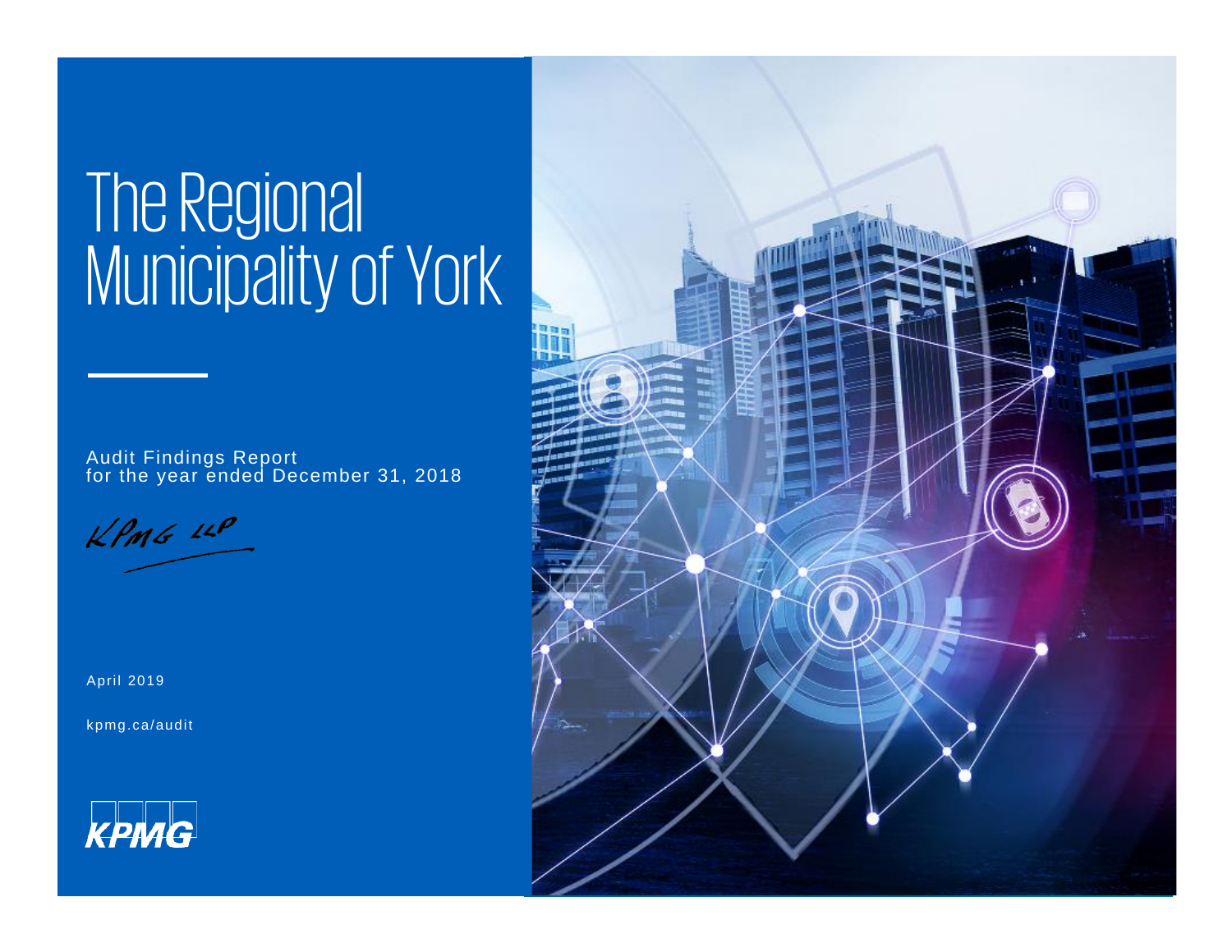# The Regional Municipality of York

Audit Findings Report
for the year ended December 31, 2018

KPMG LLP

April 2019

kpmg.ca/audit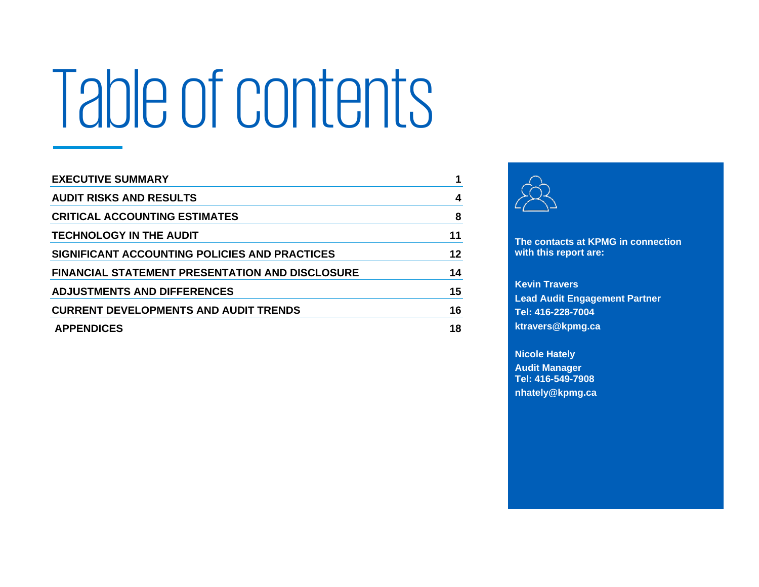# Table of contents

| | |
|---|---|
| **EXECUTIVE SUMMARY** | **1** |
| **AUDIT RISKS AND RESULTS** | **4** |
| **CRITICAL ACCOUNTING ESTIMATES** | **8** |
| **TECHNOLOGY IN THE AUDIT** | **11** |
| **SIGNIFICANT ACCOUNTING POLICIES AND PRACTICES** | **12** |
| **FINANCIAL STATEMENT PRESENTATION AND DISCLOSURE** | **14** |
| **ADJUSTMENTS AND DIFFERENCES** | **15** |
| **CURRENT DEVELOPMENTS AND AUDIT TRENDS** | **16** |
| **APPENDICES** | **18** |

**The contacts at KPMG in connection with this report are:**

**Kevin Travers**
**Lead Audit Engagement Partner**
**Tel: 416-228-7004**
**ktravers@kpmg.ca**

**Nicole Hately**
**Audit Manager**
**Tel: 416-549-7908**
**nhately@kpmg.ca**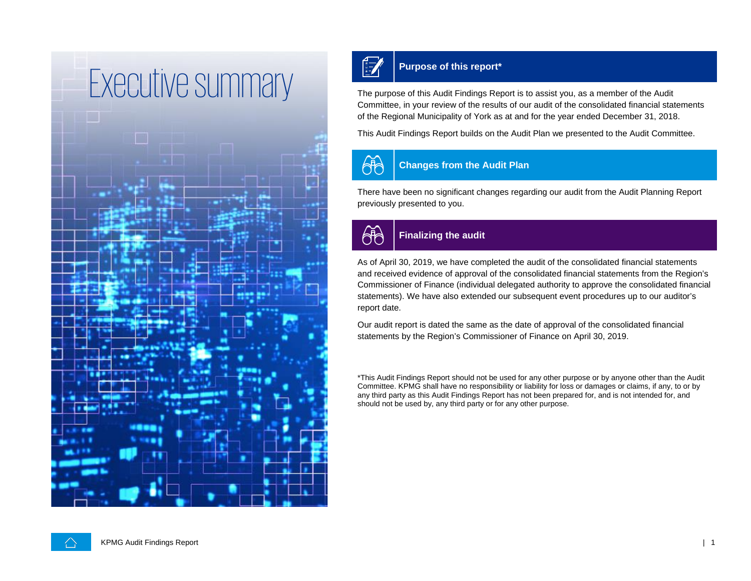# Executive summary

## Purpose of this report*

The purpose of this Audit Findings Report is to assist you, as a member of the Audit Committee, in your review of the results of our audit of the consolidated financial statements of the Regional Municipality of York as at and for the year ended December 31, 2018.

This Audit Findings Report builds on the Audit Plan we presented to the Audit Committee.

## Changes from the Audit Plan

There have been no significant changes regarding our audit from the Audit Planning Report previously presented to you.

## Finalizing the audit

As of April 30, 2019, we have completed the audit of the consolidated financial statements and received evidence of approval of the consolidated financial statements from the Region's Commissioner of Finance (individual delegated authority to approve the consolidated financial statements). We have also extended our subsequent event procedures up to our auditor's report date.

Our audit report is dated the same as the date of approval of the consolidated financial statements by the Region's Commissioner of Finance on April 30, 2019.

*This Audit Findings Report should not be used for any other purpose or by anyone other than the Audit Committee. KPMG shall have no responsibility or liability for loss or damages or claims, if any, to or by any third party as this Audit Findings Report has not been prepared for, and is not intended for, and should not be used by, any third party or for any other purpose.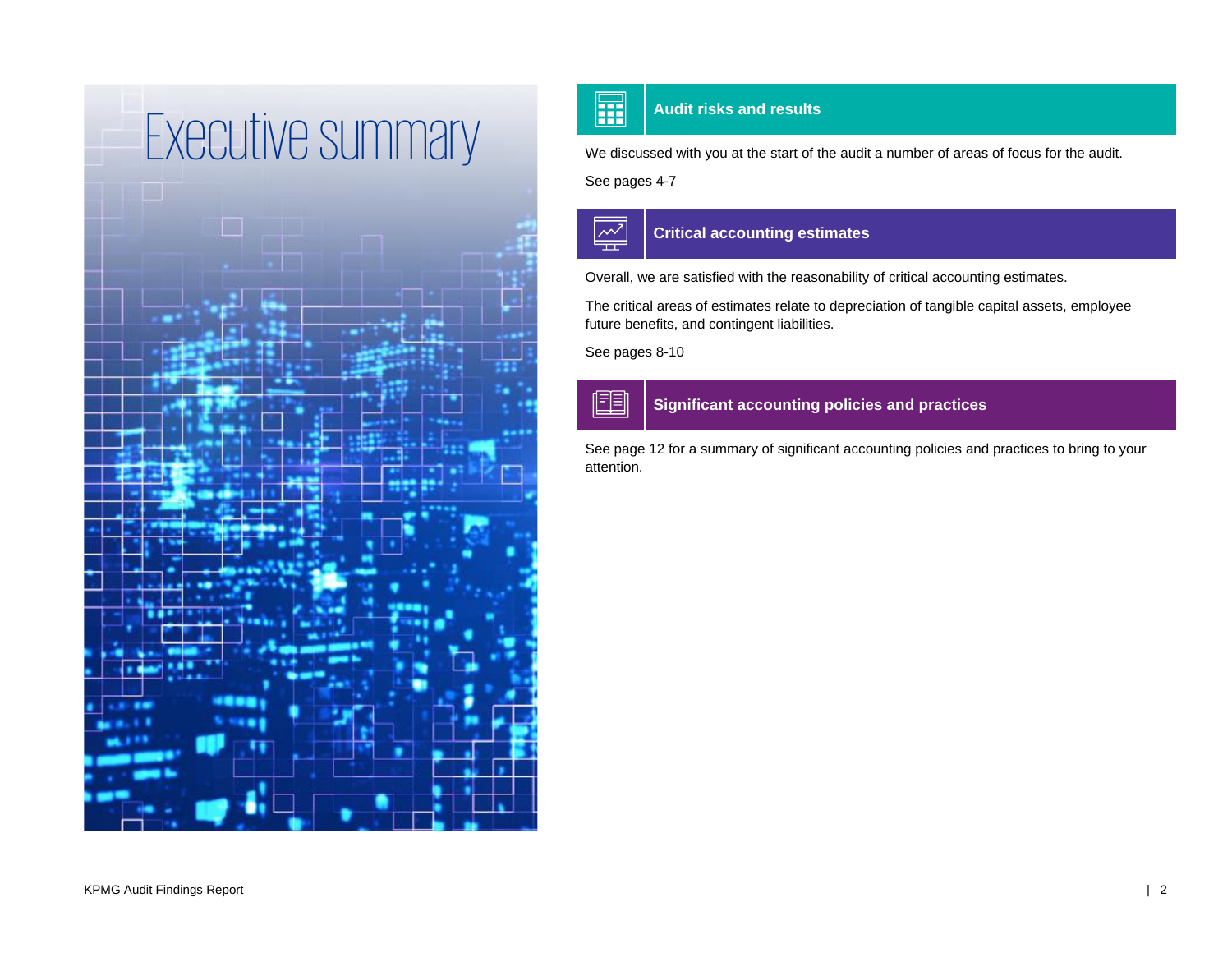# Executive summary

## Audit risks and results

We discussed with you at the start of the audit a number of areas of focus for the audit.

See pages 4-7

## Critical accounting estimates

Overall, we are satisfied with the reasonability of critical accounting estimates.

The critical areas of estimates relate to depreciation of tangible capital assets, employee future benefits, and contingent liabilities.

See pages 8-10

## Significant accounting policies and practices

See page 12 for a summary of significant accounting policies and practices to bring to your attention.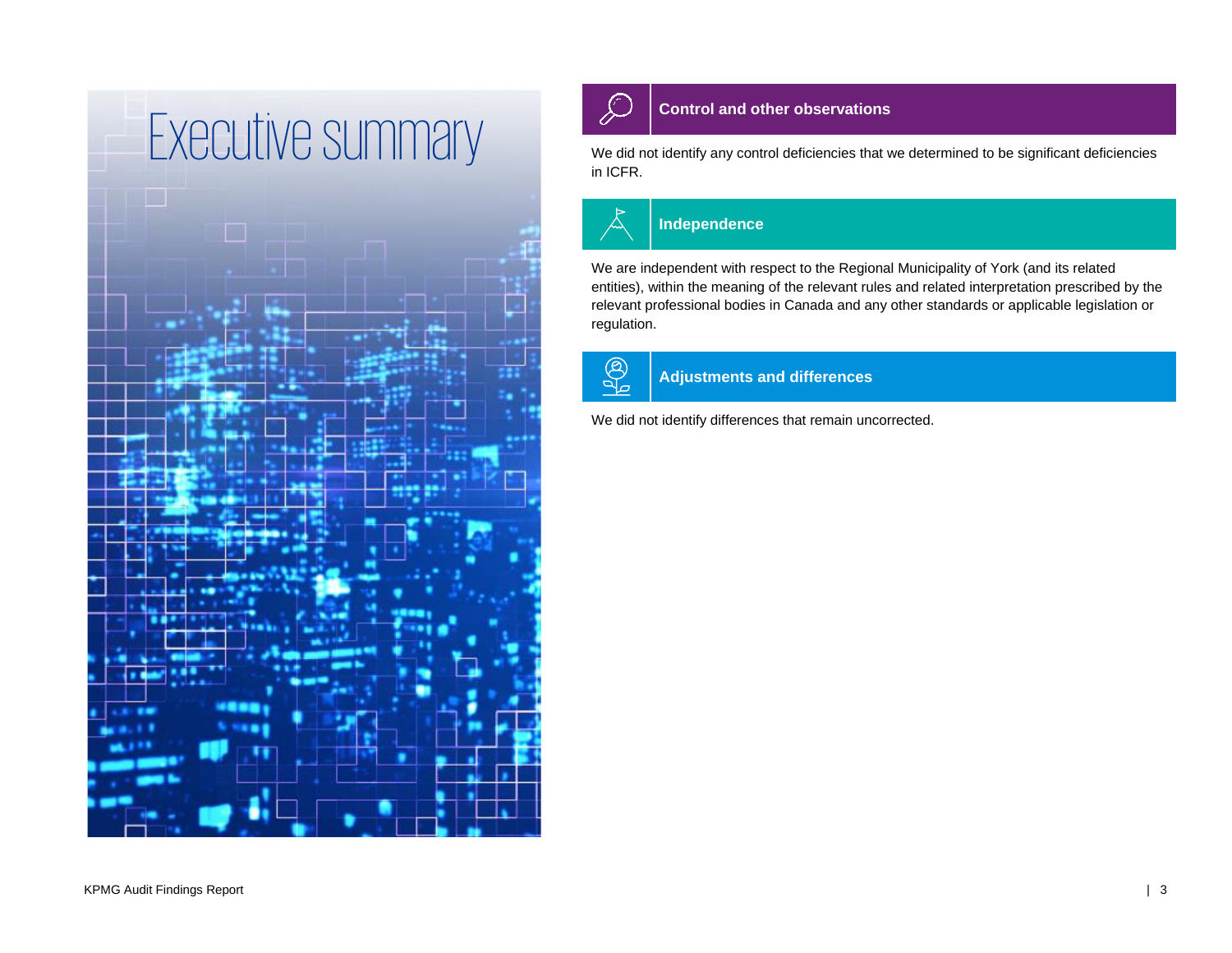# Executive summary

## Control and other observations

We did not identify any control deficiencies that we determined to be significant deficiencies in ICFR.

## Independence

We are independent with respect to the Regional Municipality of York (and its related entities), within the meaning of the relevant rules and related interpretation prescribed by the relevant professional bodies in Canada and any other standards or applicable legislation or regulation.

## Adjustments and differences

We did not identify differences that remain uncorrected.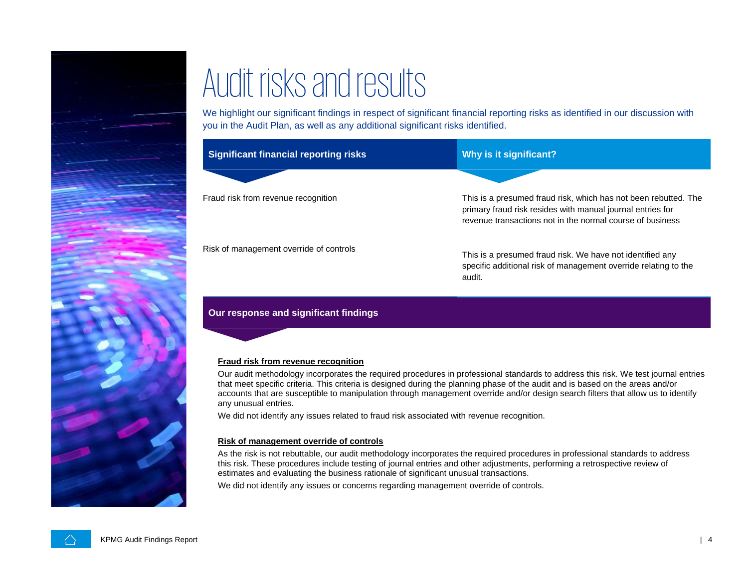# Audit risks and results

We highlight our significant findings in respect of significant financial reporting risks as identified in our discussion with you in the Audit Plan, as well as any additional significant risks identified.

| Significant financial reporting risks | Why is it significant? |
|---|---|
| Fraud risk from revenue recognition | This is a presumed fraud risk, which has not been rebutted. The primary fraud risk resides with manual journal entries for revenue transactions not in the normal course of business |
| Risk of management override of controls | This is a presumed fraud risk. We have not identified any specific additional risk of management override relating to the audit. |

## Our response and significant findings

**Fraud risk from revenue recognition**

Our audit methodology incorporates the required procedures in professional standards to address this risk. We test journal entries that meet specific criteria. This criteria is designed during the planning phase of the audit and is based on the areas and/or accounts that are susceptible to manipulation through management override and/or design search filters that allow us to identify any unusual entries.

We did not identify any issues related to fraud risk associated with revenue recognition.

**Risk of management override of controls**

As the risk is not rebuttable, our audit methodology incorporates the required procedures in professional standards to address this risk. These procedures include testing of journal entries and other adjustments, performing a retrospective review of estimates and evaluating the business rationale of significant unusual transactions.

We did not identify any issues or concerns regarding management override of controls.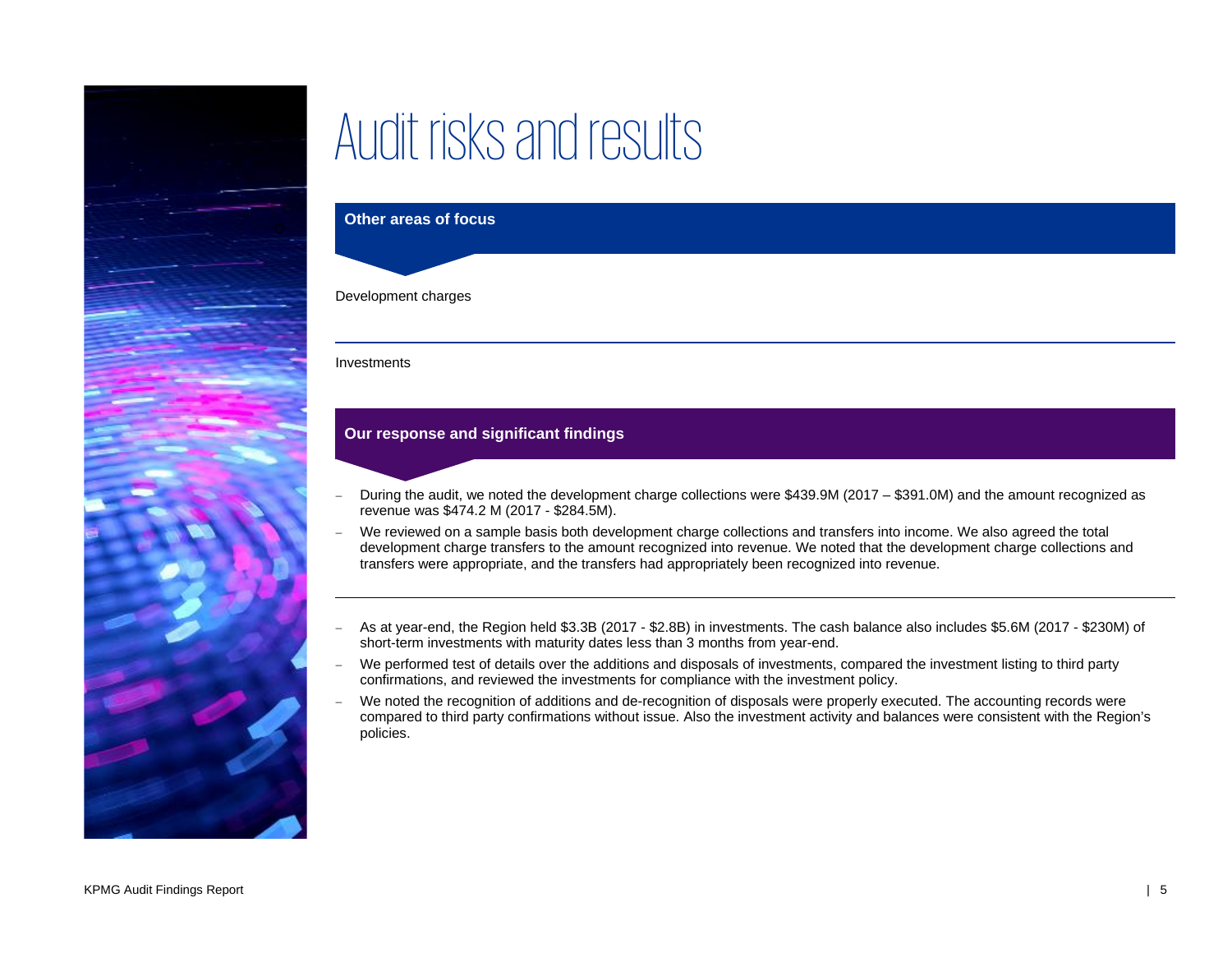# Audit risks and results

## Other areas of focus

Development charges

Investments

## Our response and significant findings

- During the audit, we noted the development charge collections were $439.9M (2017 – $391.0M) and the amount recognized as revenue was $474.2 M (2017 - $284.5M).
- We reviewed on a sample basis both development charge collections and transfers into income. We also agreed the total development charge transfers to the amount recognized into revenue. We noted that the development charge collections and transfers were appropriate, and the transfers had appropriately been recognized into revenue.

---

- As at year-end, the Region held $3.3B (2017 - $2.8B) in investments. The cash balance also includes $5.6M (2017 - $230M) of short-term investments with maturity dates less than 3 months from year-end.
- We performed test of details over the additions and disposals of investments, compared the investment listing to third party confirmations, and reviewed the investments for compliance with the investment policy.
- We noted the recognition of additions and de-recognition of disposals were properly executed. The accounting records were compared to third party confirmations without issue. Also the investment activity and balances were consistent with the Region's policies.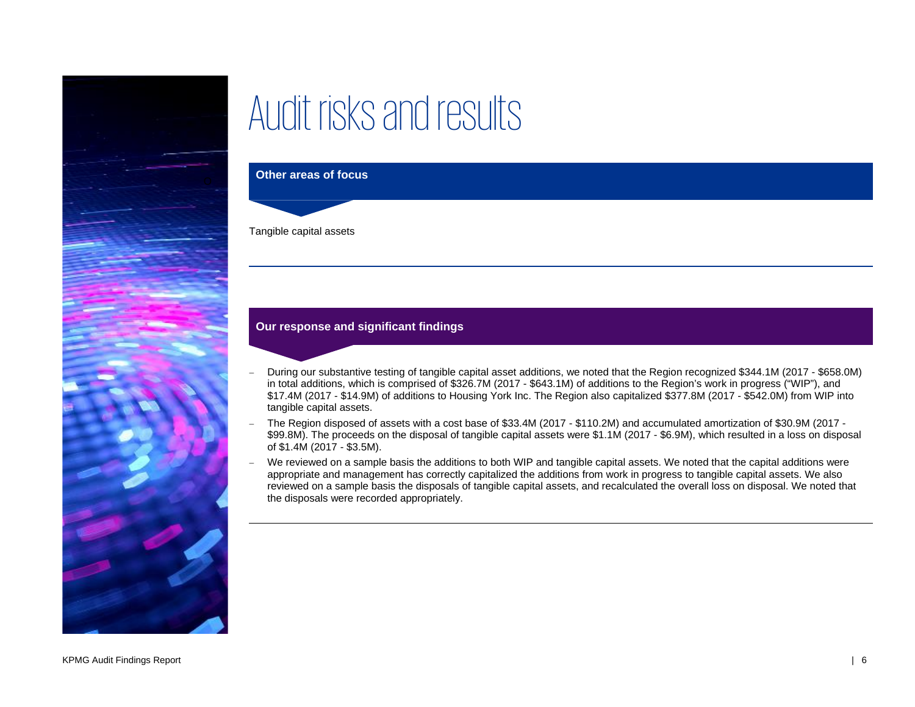# Audit risks and results

## Other areas of focus

Tangible capital assets

## Our response and significant findings

- During our substantive testing of tangible capital asset additions, we noted that the Region recognized $344.1M (2017 - $658.0M) in total additions, which is comprised of $326.7M (2017 - $643.1M) of additions to the Region's work in progress ("WIP"), and $17.4M (2017 - $14.9M) of additions to Housing York Inc. The Region also capitalized $377.8M (2017 - $542.0M) from WIP into tangible capital assets.
- The Region disposed of assets with a cost base of $33.4M (2017 - $110.2M) and accumulated amortization of $30.9M (2017 - $99.8M). The proceeds on the disposal of tangible capital assets were $1.1M (2017 - $6.9M), which resulted in a loss on disposal of $1.4M (2017 - $3.5M).
- We reviewed on a sample basis the additions to both WIP and tangible capital assets. We noted that the capital additions were appropriate and management has correctly capitalized the additions from work in progress to tangible capital assets. We also reviewed on a sample basis the disposals of tangible capital assets, and recalculated the overall loss on disposal. We noted that the disposals were recorded appropriately.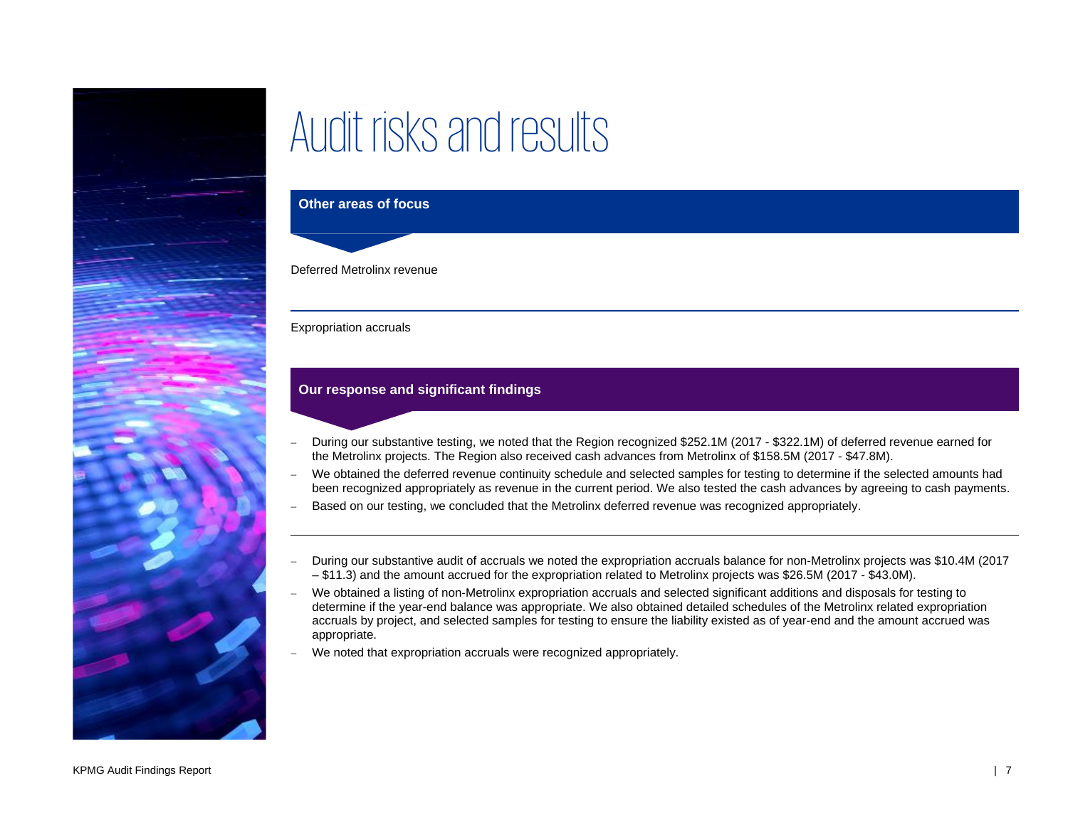# Audit risks and results

## Other areas of focus

Deferred Metrolinx revenue

Expropriation accruals

## Our response and significant findings

- During our substantive testing, we noted that the Region recognized $252.1M (2017 - $322.1M) of deferred revenue earned for the Metrolinx projects. The Region also received cash advances from Metrolinx of $158.5M (2017 - $47.8M).
- We obtained the deferred revenue continuity schedule and selected samples for testing to determine if the selected amounts had been recognized appropriately as revenue in the current period. We also tested the cash advances by agreeing to cash payments.
- Based on our testing, we concluded that the Metrolinx deferred revenue was recognized appropriately.

---

- During our substantive audit of accruals we noted the expropriation accruals balance for non-Metrolinx projects was $10.4M (2017 – $11.3) and the amount accrued for the expropriation related to Metrolinx projects was $26.5M (2017 - $43.0M).
- We obtained a listing of non-Metrolinx expropriation accruals and selected significant additions and disposals for testing to determine if the year-end balance was appropriate. We also obtained detailed schedules of the Metrolinx related expropriation accruals by project, and selected samples for testing to ensure the liability existed as of year-end and the amount accrued was appropriate.
- We noted that expropriation accruals were recognized appropriately.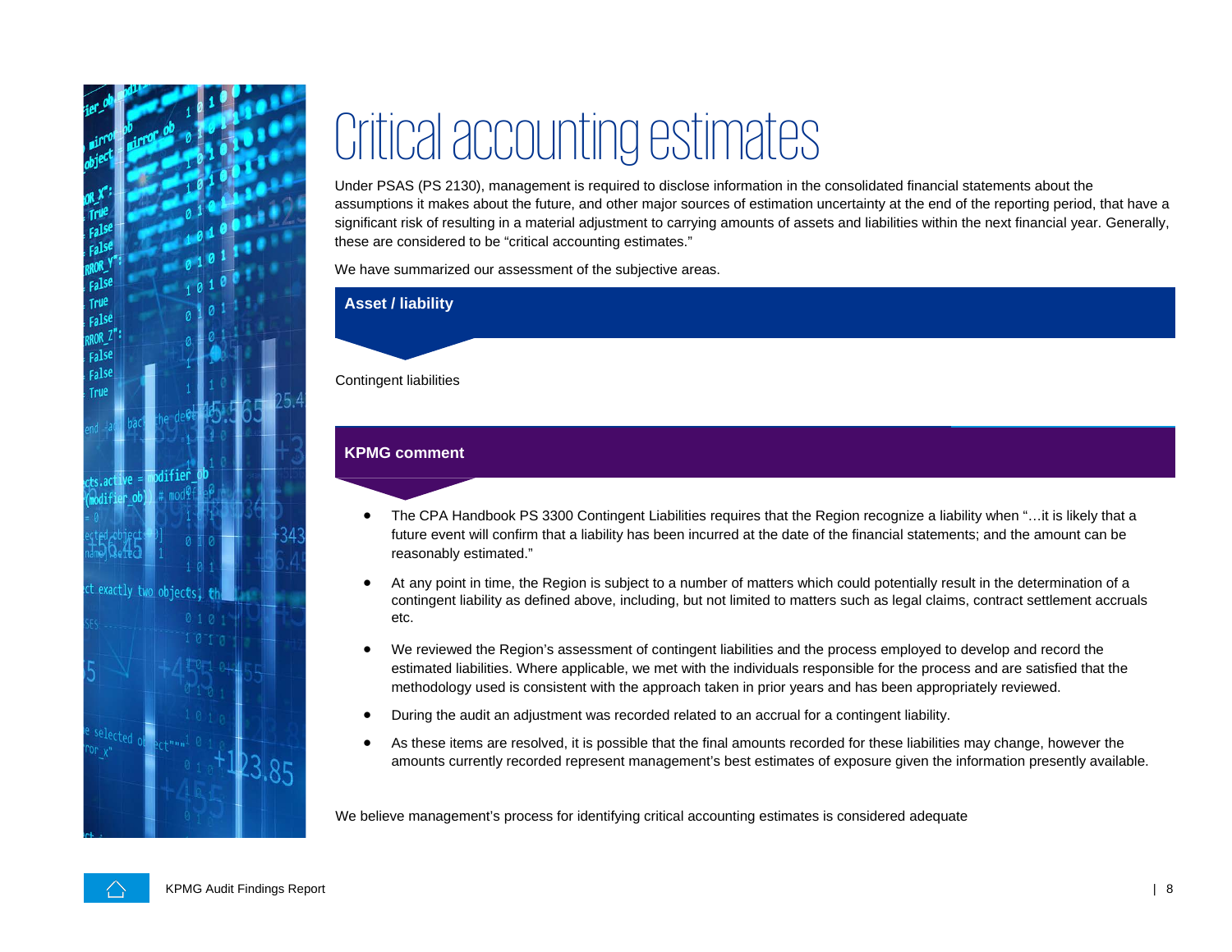# Critical accounting estimates

Under PSAS (PS 2130), management is required to disclose information in the consolidated financial statements about the assumptions it makes about the future, and other major sources of estimation uncertainty at the end of the reporting period, that have a significant risk of resulting in a material adjustment to carrying amounts of assets and liabilities within the next financial year. Generally, these are considered to be "critical accounting estimates."

We have summarized our assessment of the subjective areas.

**Asset / liability**

Contingent liabilities

**KPMG comment**

- The CPA Handbook PS 3300 Contingent Liabilities requires that the Region recognize a liability when "…it is likely that a future event will confirm that a liability has been incurred at the date of the financial statements; and the amount can be reasonably estimated."
- At any point in time, the Region is subject to a number of matters which could potentially result in the determination of a contingent liability as defined above, including, but not limited to matters such as legal claims, contract settlement accruals etc.
- We reviewed the Region's assessment of contingent liabilities and the process employed to develop and record the estimated liabilities. Where applicable, we met with the individuals responsible for the process and are satisfied that the methodology used is consistent with the approach taken in prior years and has been appropriately reviewed.
- During the audit an adjustment was recorded related to an accrual for a contingent liability.
- As these items are resolved, it is possible that the final amounts recorded for these liabilities may change, however the amounts currently recorded represent management's best estimates of exposure given the information presently available.

We believe management's process for identifying critical accounting estimates is considered adequate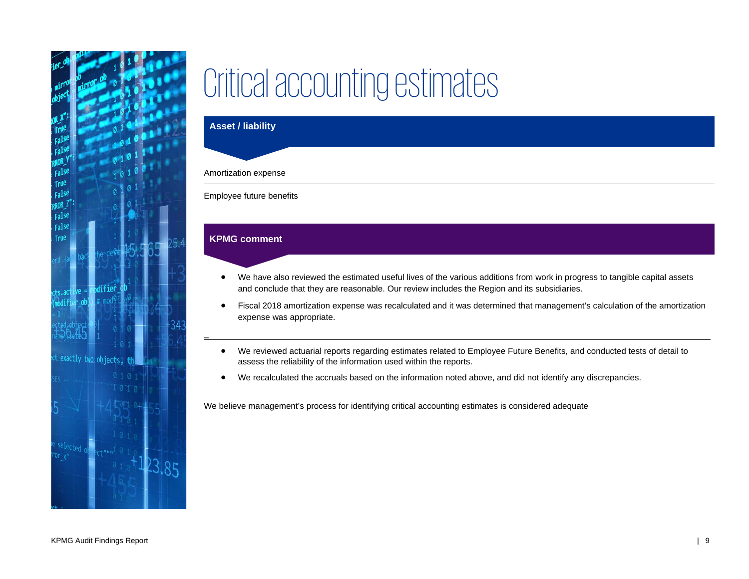# Critical accounting estimates

## Asset / liability

Amortization expense

Employee future benefits

## KPMG comment

- We have also reviewed the estimated useful lives of the various additions from work in progress to tangible capital assets and conclude that they are reasonable. Our review includes the Region and its subsidiaries.
- Fiscal 2018 amortization expense was recalculated and it was determined that management's calculation of the amortization expense was appropriate.

---

- We reviewed actuarial reports regarding estimates related to Employee Future Benefits, and conducted tests of detail to assess the reliability of the information used within the reports.
- We recalculated the accruals based on the information noted above, and did not identify any discrepancies.

We believe management's process for identifying critical accounting estimates is considered adequate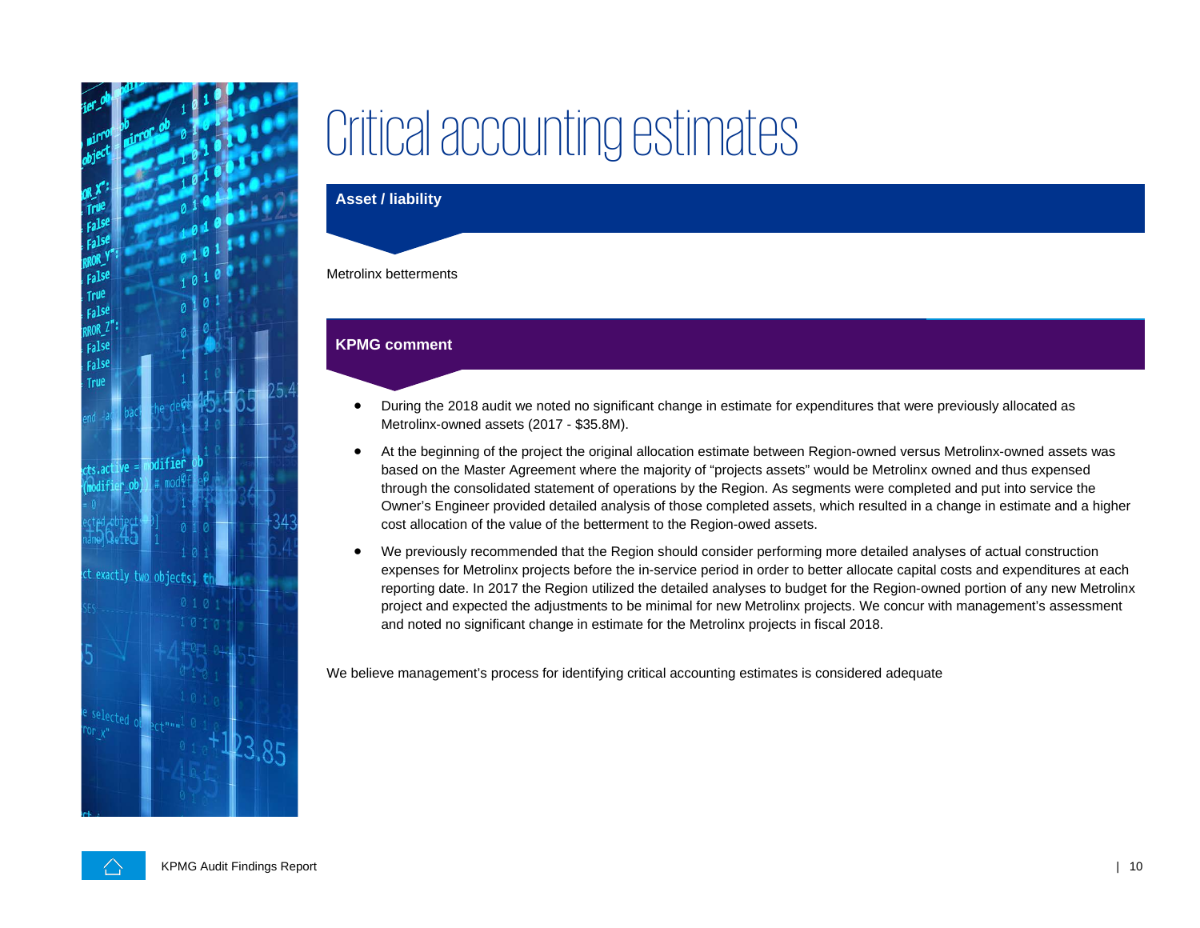# Critical accounting estimates

## Asset / liability

Metrolinx betterments

## KPMG comment

- During the 2018 audit we noted no significant change in estimate for expenditures that were previously allocated as Metrolinx-owned assets (2017 - $35.8M).
- At the beginning of the project the original allocation estimate between Region-owned versus Metrolinx-owned assets was based on the Master Agreement where the majority of "projects assets" would be Metrolinx owned and thus expensed through the consolidated statement of operations by the Region. As segments were completed and put into service the Owner's Engineer provided detailed analysis of those completed assets, which resulted in a change in estimate and a higher cost allocation of the value of the betterment to the Region-owed assets.
- We previously recommended that the Region should consider performing more detailed analyses of actual construction expenses for Metrolinx projects before the in-service period in order to better allocate capital costs and expenditures at each reporting date. In 2017 the Region utilized the detailed analyses to budget for the Region-owned portion of any new Metrolinx project and expected the adjustments to be minimal for new Metrolinx projects. We concur with management's assessment and noted no significant change in estimate for the Metrolinx projects in fiscal 2018.

We believe management's process for identifying critical accounting estimates is considered adequate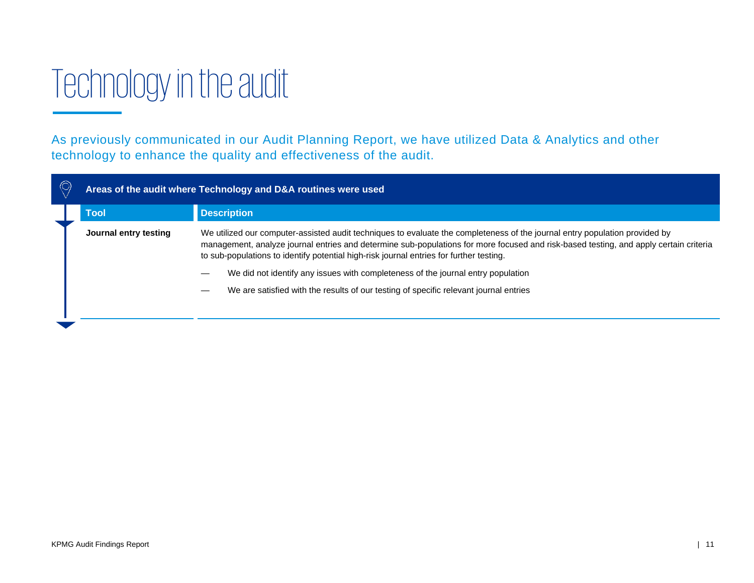# Technology in the audit

As previously communicated in our Audit Planning Report, we have utilized Data & Analytics and other technology to enhance the quality and effectiveness of the audit.

**Areas of the audit where Technology and D&A routines were used**

| Tool | Description |
| --- | --- |
| **Journal entry testing** | We utilized our computer-assisted audit techniques to evaluate the completeness of the journal entry population provided by management, analyze journal entries and determine sub-populations for more focused and risk-based testing, and apply certain criteria to sub-populations to identify potential high-risk journal entries for further testing.<br>— We did not identify any issues with completeness of the journal entry population<br>— We are satisfied with the results of our testing of specific relevant journal entries |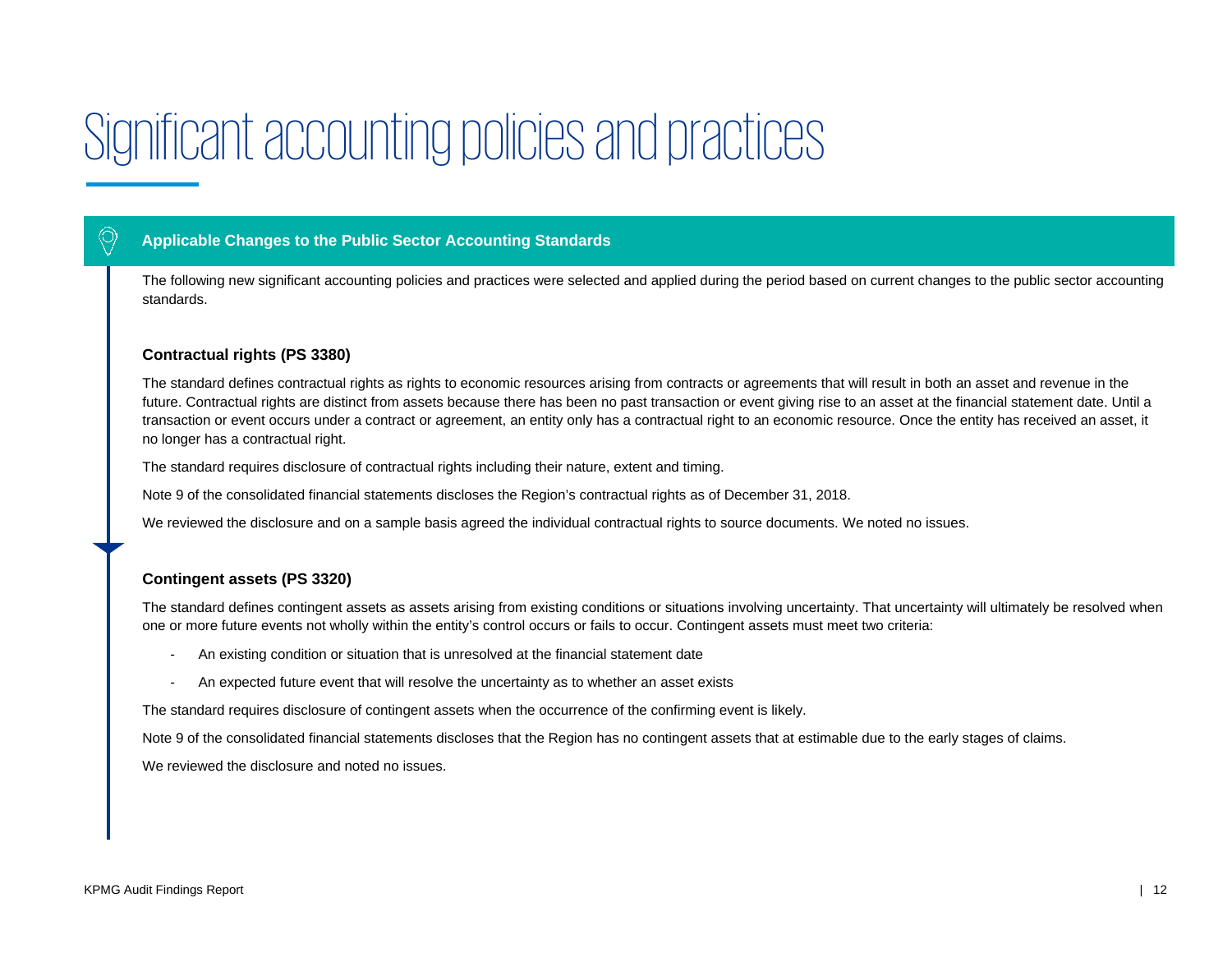# Significant accounting policies and practices

## Applicable Changes to the Public Sector Accounting Standards

The following new significant accounting policies and practices were selected and applied during the period based on current changes to the public sector accounting standards.

### Contractual rights (PS 3380)

The standard defines contractual rights as rights to economic resources arising from contracts or agreements that will result in both an asset and revenue in the future. Contractual rights are distinct from assets because there has been no past transaction or event giving rise to an asset at the financial statement date. Until a transaction or event occurs under a contract or agreement, an entity only has a contractual right to an economic resource. Once the entity has received an asset, it no longer has a contractual right.

The standard requires disclosure of contractual rights including their nature, extent and timing.

Note 9 of the consolidated financial statements discloses the Region's contractual rights as of December 31, 2018.

We reviewed the disclosure and on a sample basis agreed the individual contractual rights to source documents. We noted no issues.

### Contingent assets (PS 3320)

The standard defines contingent assets as assets arising from existing conditions or situations involving uncertainty. That uncertainty will ultimately be resolved when one or more future events not wholly within the entity's control occurs or fails to occur. Contingent assets must meet two criteria:

- An existing condition or situation that is unresolved at the financial statement date
- An expected future event that will resolve the uncertainty as to whether an asset exists

The standard requires disclosure of contingent assets when the occurrence of the confirming event is likely.

Note 9 of the consolidated financial statements discloses that the Region has no contingent assets that at estimable due to the early stages of claims.

We reviewed the disclosure and noted no issues.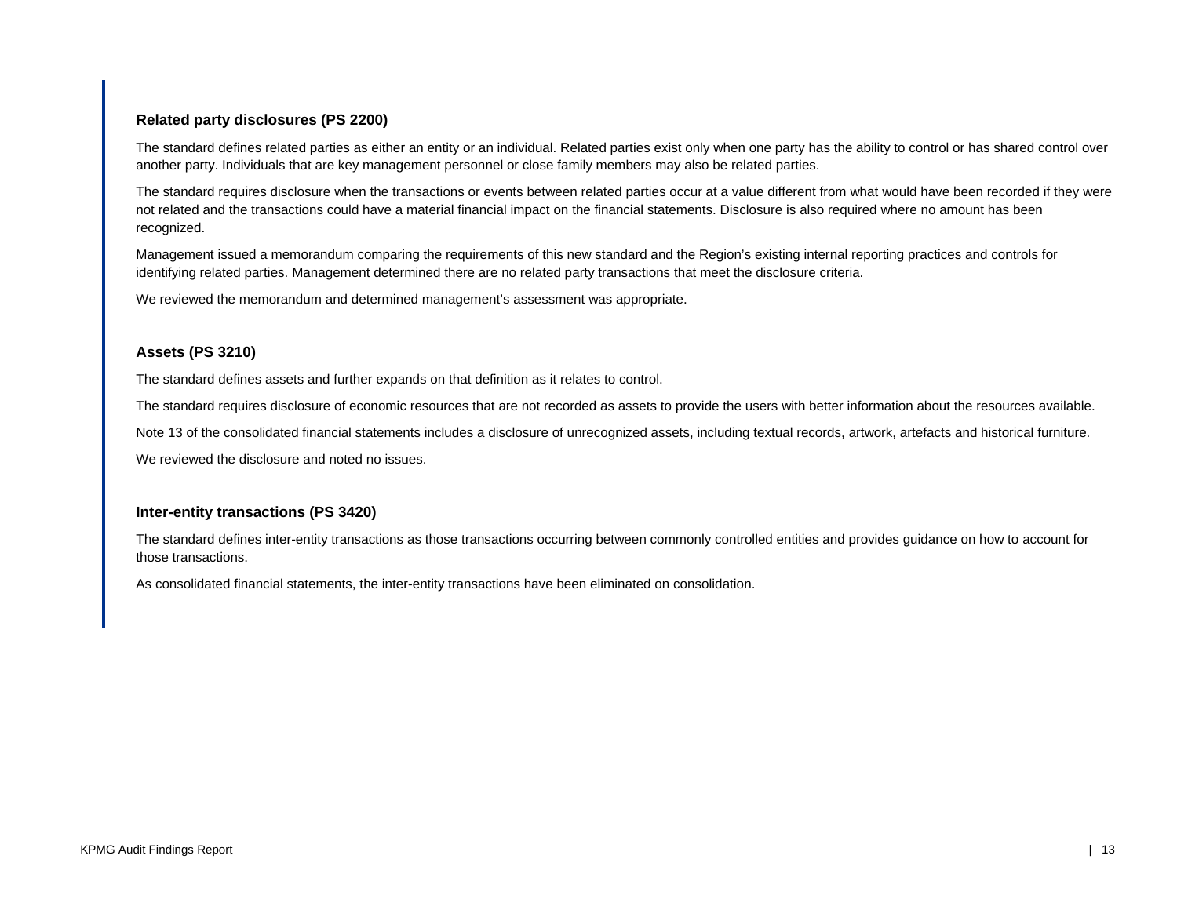### Related party disclosures (PS 2200)

The standard defines related parties as either an entity or an individual. Related parties exist only when one party has the ability to control or has shared control over another party. Individuals that are key management personnel or close family members may also be related parties.

The standard requires disclosure when the transactions or events between related parties occur at a value different from what would have been recorded if they were not related and the transactions could have a material financial impact on the financial statements. Disclosure is also required where no amount has been recognized.

Management issued a memorandum comparing the requirements of this new standard and the Region's existing internal reporting practices and controls for identifying related parties. Management determined there are no related party transactions that meet the disclosure criteria.

We reviewed the memorandum and determined management's assessment was appropriate.

### Assets (PS 3210)

The standard defines assets and further expands on that definition as it relates to control.

The standard requires disclosure of economic resources that are not recorded as assets to provide the users with better information about the resources available.

Note 13 of the consolidated financial statements includes a disclosure of unrecognized assets, including textual records, artwork, artefacts and historical furniture.

We reviewed the disclosure and noted no issues.

### Inter-entity transactions (PS 3420)

The standard defines inter-entity transactions as those transactions occurring between commonly controlled entities and provides guidance on how to account for those transactions.

As consolidated financial statements, the inter-entity transactions have been eliminated on consolidation.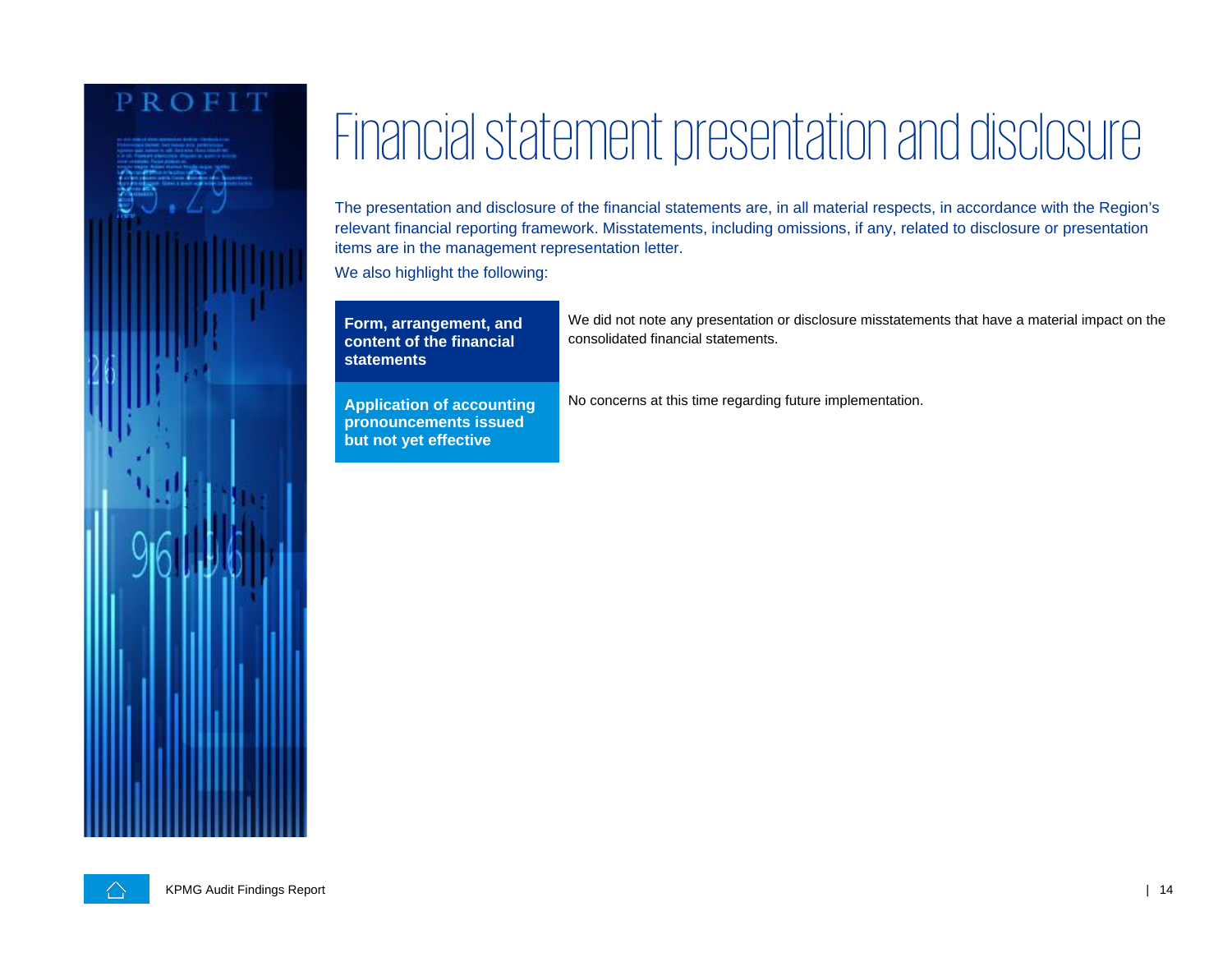# Financial statement presentation and disclosure

The presentation and disclosure of the financial statements are, in all material respects, in accordance with the Region's relevant financial reporting framework. Misstatements, including omissions, if any, related to disclosure or presentation items are in the management representation letter.

We also highlight the following:

| | |
|---|---|
| **Form, arrangement, and content of the financial statements** | We did not note any presentation or disclosure misstatements that have a material impact on the consolidated financial statements. |
| **Application of accounting pronouncements issued but not yet effective** | No concerns at this time regarding future implementation. |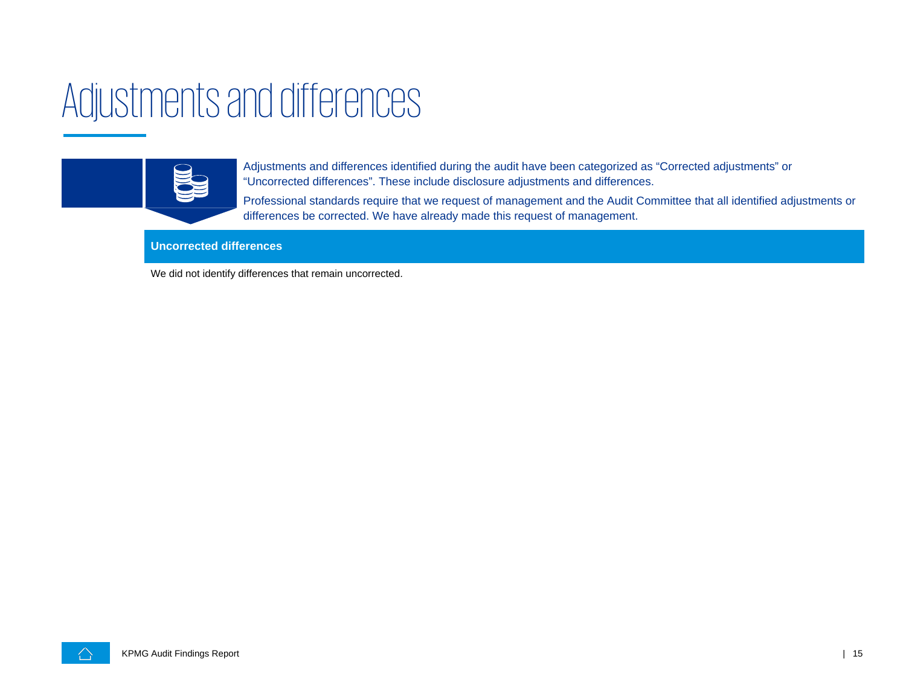# Adjustments and differences

Adjustments and differences identified during the audit have been categorized as “Corrected adjustments” or “Uncorrected differences”. These include disclosure adjustments and differences.

Professional standards require that we request of management and the Audit Committee that all identified adjustments or differences be corrected. We have already made this request of management.

## Uncorrected differences

We did not identify differences that remain uncorrected.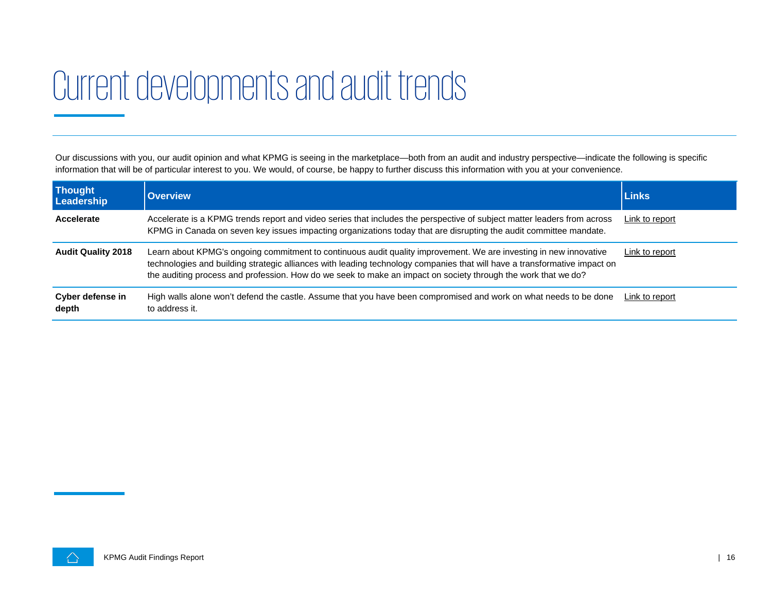# Current developments and audit trends

Our discussions with you, our audit opinion and what KPMG is seeing in the marketplace—both from an audit and industry perspective—indicate the following is specific information that will be of particular interest to you. We would, of course, be happy to further discuss this information with you at your convenience.

| Thought Leadership | Overview | Links |
| --- | --- | --- |
| **Accelerate** | Accelerate is a KPMG trends report and video series that includes the perspective of subject matter leaders from across KPMG in Canada on seven key issues impacting organizations today that are disrupting the audit committee mandate. | Link to report |
| **Audit Quality 2018** | Learn about KPMG's ongoing commitment to continuous audit quality improvement. We are investing in new innovative technologies and building strategic alliances with leading technology companies that will have a transformative impact on the auditing process and profession. How do we seek to make an impact on society through the work that we do? | Link to report |
| **Cyber defense in depth** | High walls alone won't defend the castle. Assume that you have been compromised and work on what needs to be done to address it. | Link to report |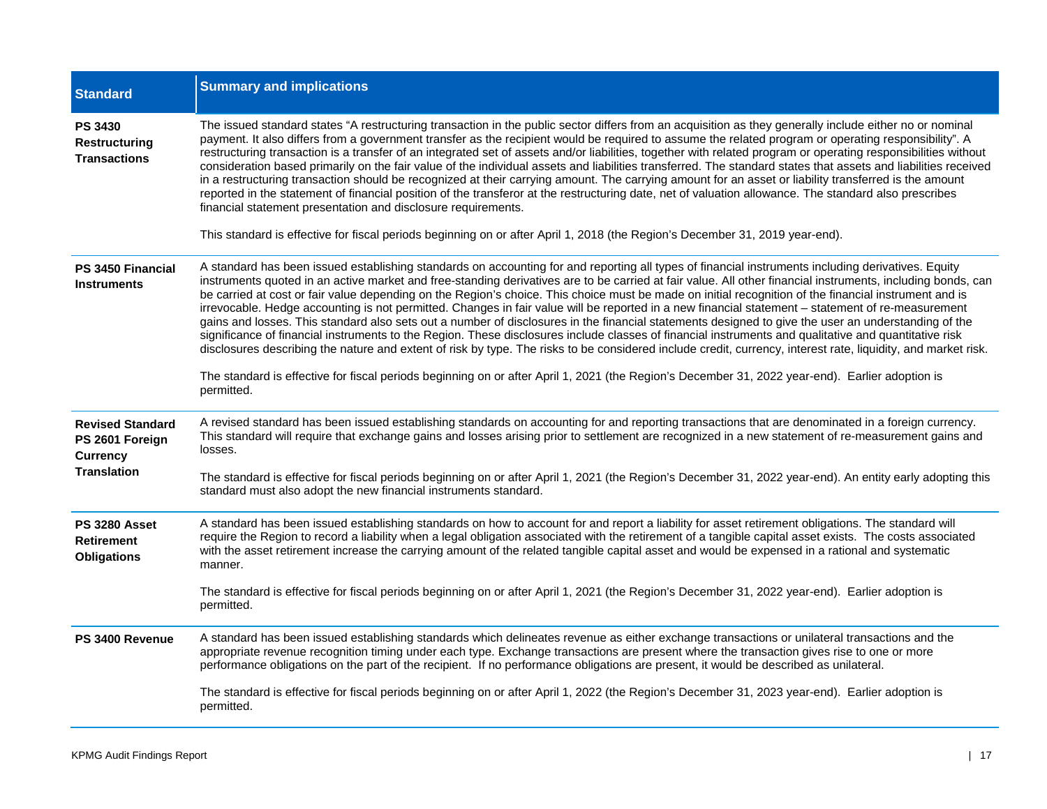| Standard | Summary and implications |
|---|---|
| **PS 3430 Restructuring Transactions** | The issued standard states "A restructuring transaction in the public sector differs from an acquisition as they generally include either no or nominal payment. It also differs from a government transfer as the recipient would be required to assume the related program or operating responsibility". A restructuring transaction is a transfer of an integrated set of assets and/or liabilities, together with related program or operating responsibilities without consideration based primarily on the fair value of the individual assets and liabilities transferred. The standard states that assets and liabilities received in a restructuring transaction should be recognized at their carrying amount. The carrying amount for an asset or liability transferred is the amount reported in the statement of financial position of the transferor at the restructuring date, net of valuation allowance. The standard also prescribes financial statement presentation and disclosure requirements.<br><br>This standard is effective for fiscal periods beginning on or after April 1, 2018 (the Region's December 31, 2019 year-end). |
| **PS 3450 Financial Instruments** | A standard has been issued establishing standards on accounting for and reporting all types of financial instruments including derivatives. Equity instruments quoted in an active market and free-standing derivatives are to be carried at fair value. All other financial instruments, including bonds, can be carried at cost or fair value depending on the Region's choice. This choice must be made on initial recognition of the financial instrument and is irrevocable. Hedge accounting is not permitted. Changes in fair value will be reported in a new financial statement – statement of re-measurement gains and losses. This standard also sets out a number of disclosures in the financial statements designed to give the user an understanding of the significance of financial instruments to the Region. These disclosures include classes of financial instruments and qualitative and quantitative risk disclosures describing the nature and extent of risk by type. The risks to be considered include credit, currency, interest rate, liquidity, and market risk.<br><br>The standard is effective for fiscal periods beginning on or after April 1, 2021 (the Region's December 31, 2022 year-end). Earlier adoption is permitted. |
| **Revised Standard PS 2601 Foreign Currency Translation** | A revised standard has been issued establishing standards on accounting for and reporting transactions that are denominated in a foreign currency. This standard will require that exchange gains and losses arising prior to settlement are recognized in a new statement of re-measurement gains and losses.<br><br>The standard is effective for fiscal periods beginning on or after April 1, 2021 (the Region's December 31, 2022 year-end). An entity early adopting this standard must also adopt the new financial instruments standard. |
| **PS 3280 Asset Retirement Obligations** | A standard has been issued establishing standards on how to account for and report a liability for asset retirement obligations. The standard will require the Region to record a liability when a legal obligation associated with the retirement of a tangible capital asset exists. The costs associated with the asset retirement increase the carrying amount of the related tangible capital asset and would be expensed in a rational and systematic manner.<br><br>The standard is effective for fiscal periods beginning on or after April 1, 2021 (the Region's December 31, 2022 year-end). Earlier adoption is permitted. |
| **PS 3400 Revenue** | A standard has been issued establishing standards which delineates revenue as either exchange transactions or unilateral transactions and the appropriate revenue recognition timing under each type. Exchange transactions are present where the transaction gives rise to one or more performance obligations on the part of the recipient. If no performance obligations are present, it would be described as unilateral.<br><br>The standard is effective for fiscal periods beginning on or after April 1, 2022 (the Region's December 31, 2023 year-end). Earlier adoption is permitted. |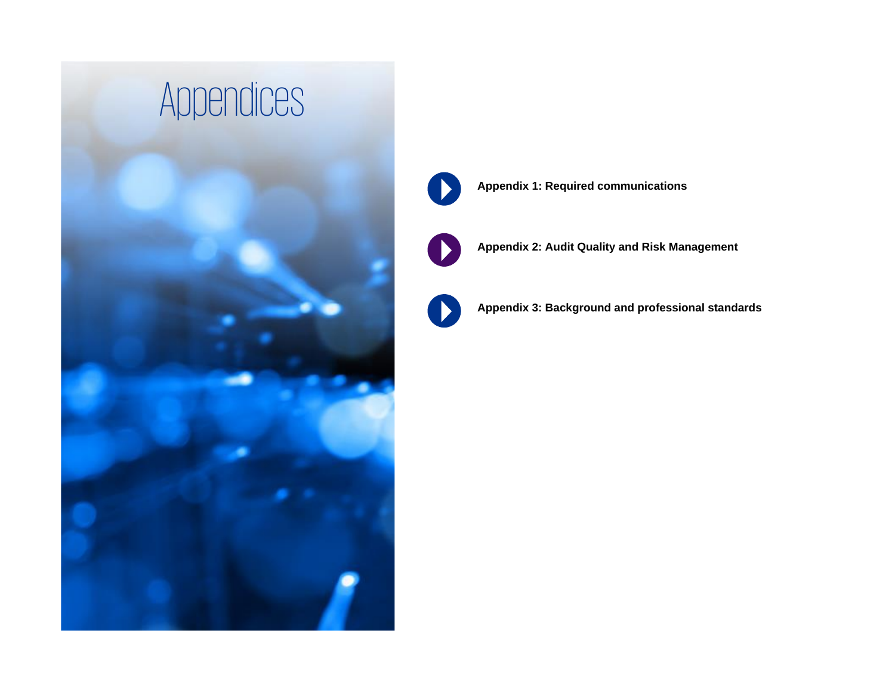# Appendices

- **Appendix 1: Required communications**
- **Appendix 2: Audit Quality and Risk Management**
- **Appendix 3: Background and professional standards**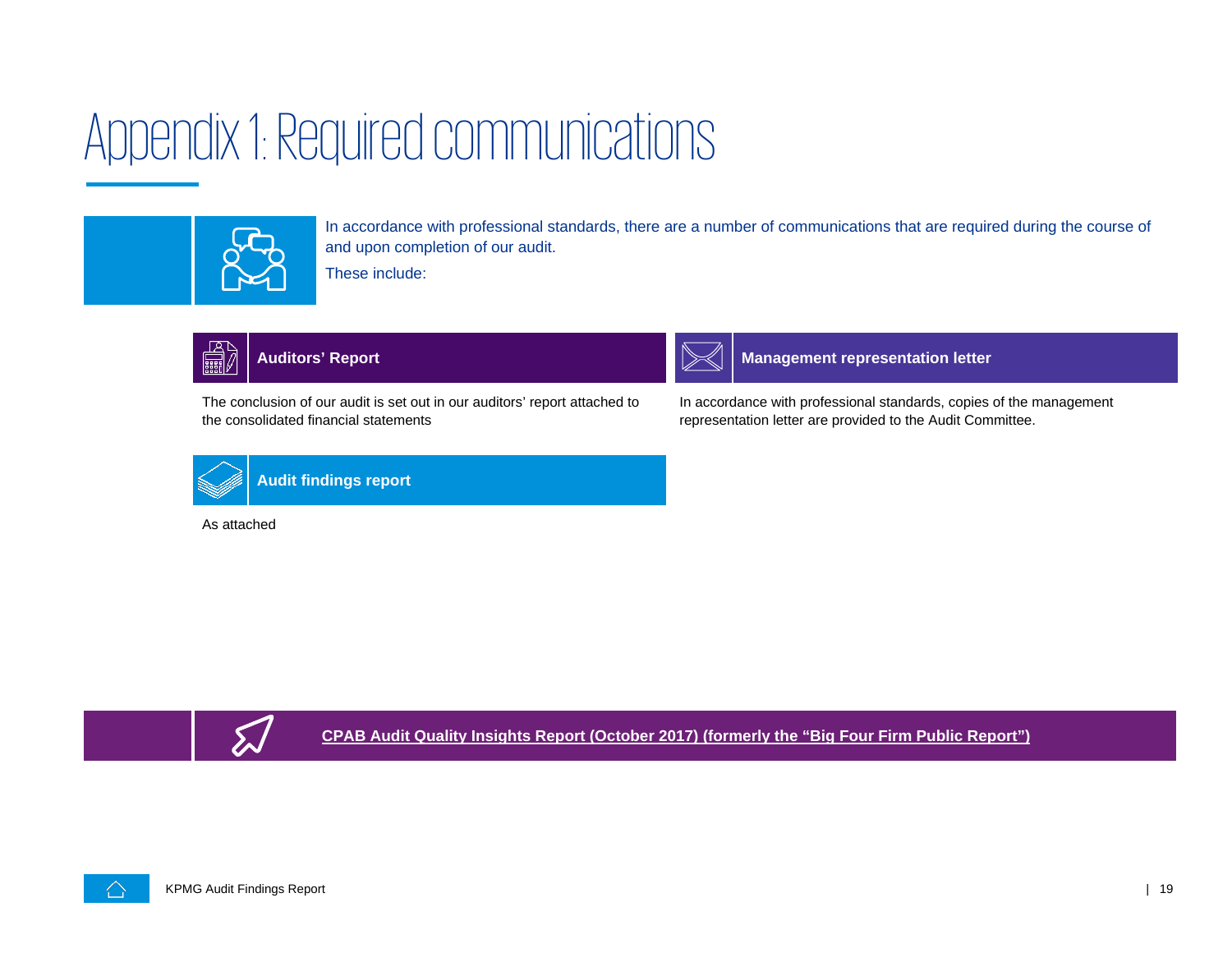# Appendix 1: Required communications

In accordance with professional standards, there are a number of communications that are required during the course of and upon completion of our audit.

These include:

### Auditors' Report

The conclusion of our audit is set out in our auditors' report attached to the consolidated financial statements

### Management representation letter

In accordance with professional standards, copies of the management representation letter are provided to the Audit Committee.

### Audit findings report

As attached

**CPAB Audit Quality Insights Report (October 2017) (formerly the "Big Four Firm Public Report")**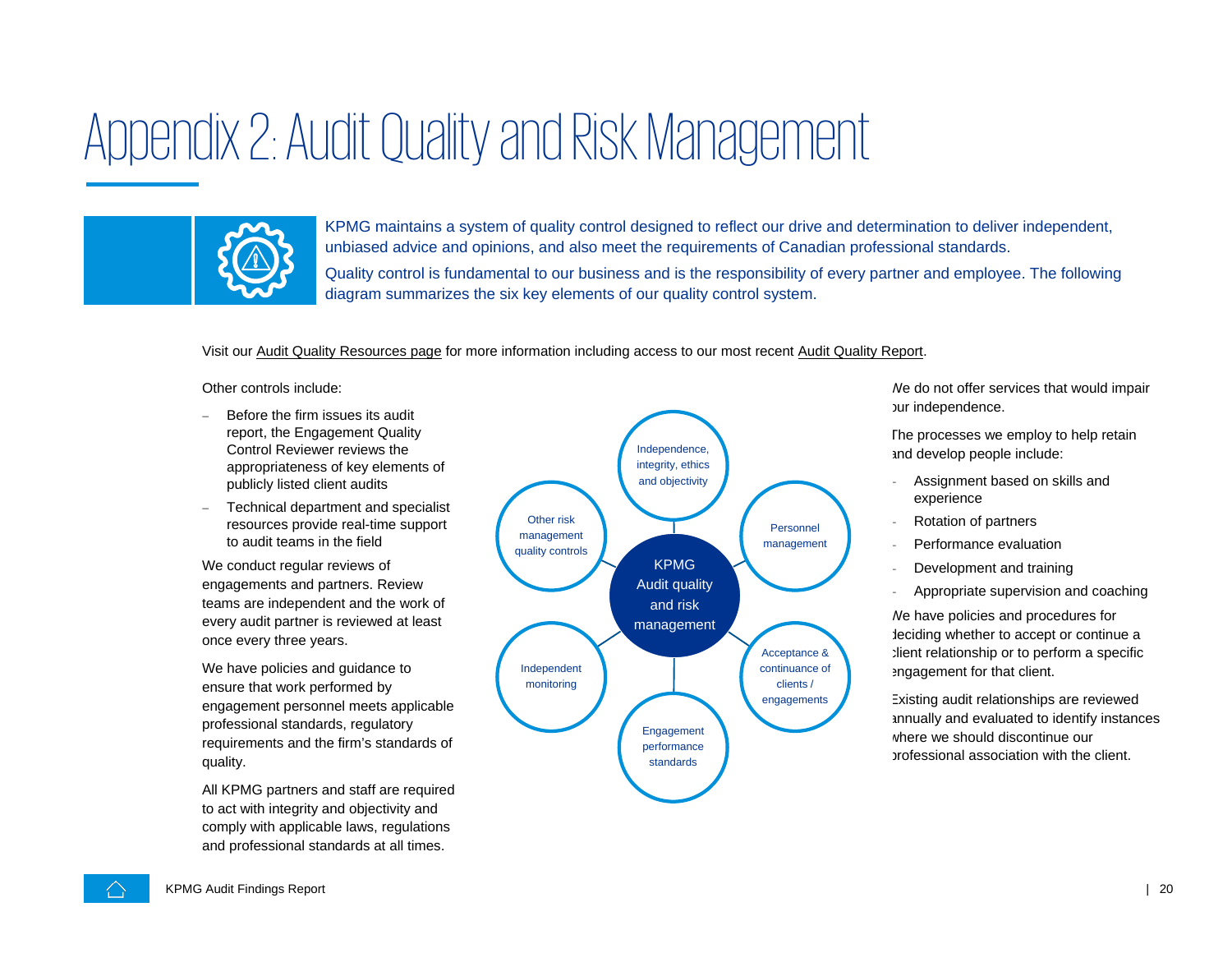# Appendix 2: Audit Quality and Risk Management

KPMG maintains a system of quality control designed to reflect our drive and determination to deliver independent, unbiased advice and opinions, and also meet the requirements of Canadian professional standards.

Quality control is fundamental to our business and is the responsibility of every partner and employee. The following diagram summarizes the six key elements of our quality control system.

Visit our Audit Quality Resources page for more information including access to our most recent Audit Quality Report.

Other controls include:

- Before the firm issues its audit report, the Engagement Quality Control Reviewer reviews the appropriateness of key elements of publicly listed client audits
- Technical department and specialist resources provide real-time support to audit teams in the field

We conduct regular reviews of engagements and partners. Review teams are independent and the work of every audit partner is reviewed at least once every three years.

We have policies and guidance to ensure that work performed by engagement personnel meets applicable professional standards, regulatory requirements and the firm's standards of quality.

All KPMG partners and staff are required to act with integrity and objectivity and comply with applicable laws, regulations and professional standards at all times.

KPMG Audit quality and risk management

- Independence, integrity, ethics and objectivity
- Personnel management
- Acceptance & continuance of clients / engagements
- Engagement performance standards
- Independent monitoring
- Other risk management quality controls

We do not offer services that would impair our independence.

The processes we employ to help retain and develop people include:

- Assignment based on skills and experience
- Rotation of partners
- Performance evaluation
- Development and training
- Appropriate supervision and coaching

We have policies and procedures for deciding whether to accept or continue a client relationship or to perform a specific engagement for that client.

Existing audit relationships are reviewed annually and evaluated to identify instances where we should discontinue our professional association with the client.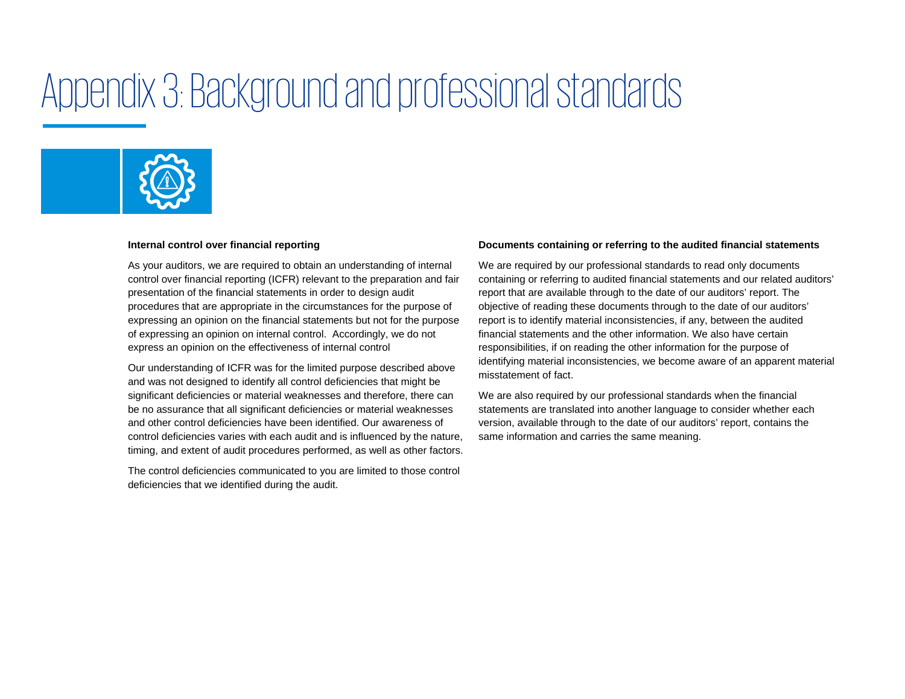# Appendix 3: Background and professional standards

### Internal control over financial reporting

As your auditors, we are required to obtain an understanding of internal control over financial reporting (ICFR) relevant to the preparation and fair presentation of the financial statements in order to design audit procedures that are appropriate in the circumstances for the purpose of expressing an opinion on the financial statements but not for the purpose of expressing an opinion on internal control. Accordingly, we do not express an opinion on the effectiveness of internal control

Our understanding of ICFR was for the limited purpose described above and was not designed to identify all control deficiencies that might be significant deficiencies or material weaknesses and therefore, there can be no assurance that all significant deficiencies or material weaknesses and other control deficiencies have been identified. Our awareness of control deficiencies varies with each audit and is influenced by the nature, timing, and extent of audit procedures performed, as well as other factors.

The control deficiencies communicated to you are limited to those control deficiencies that we identified during the audit.

### Documents containing or referring to the audited financial statements

We are required by our professional standards to read only documents containing or referring to audited financial statements and our related auditors' report that are available through to the date of our auditors' report. The objective of reading these documents through to the date of our auditors' report is to identify material inconsistencies, if any, between the audited financial statements and the other information. We also have certain responsibilities, if on reading the other information for the purpose of identifying material inconsistencies, we become aware of an apparent material misstatement of fact.

We are also required by our professional standards when the financial statements are translated into another language to consider whether each version, available through to the date of our auditors' report, contains the same information and carries the same meaning.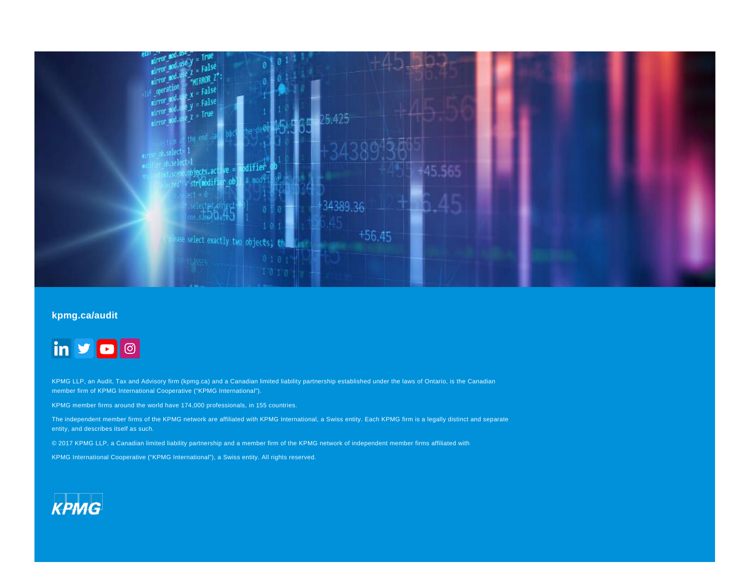**kpmg.ca/audit**

KPMG LLP, an Audit, Tax and Advisory firm (kpmg.ca) and a Canadian limited liability partnership established under the laws of Ontario, is the Canadian member firm of KPMG International Cooperative ("KPMG International").

KPMG member firms around the world have 174,000 professionals, in 155 countries.

The independent member firms of the KPMG network are affiliated with KPMG International, a Swiss entity. Each KPMG firm is a legally distinct and separate entity, and describes itself as such.

© 2017 KPMG LLP, a Canadian limited liability partnership and a member firm of the KPMG network of independent member firms affiliated with

KPMG International Cooperative ("KPMG International"), a Swiss entity. All rights reserved.

KPMG